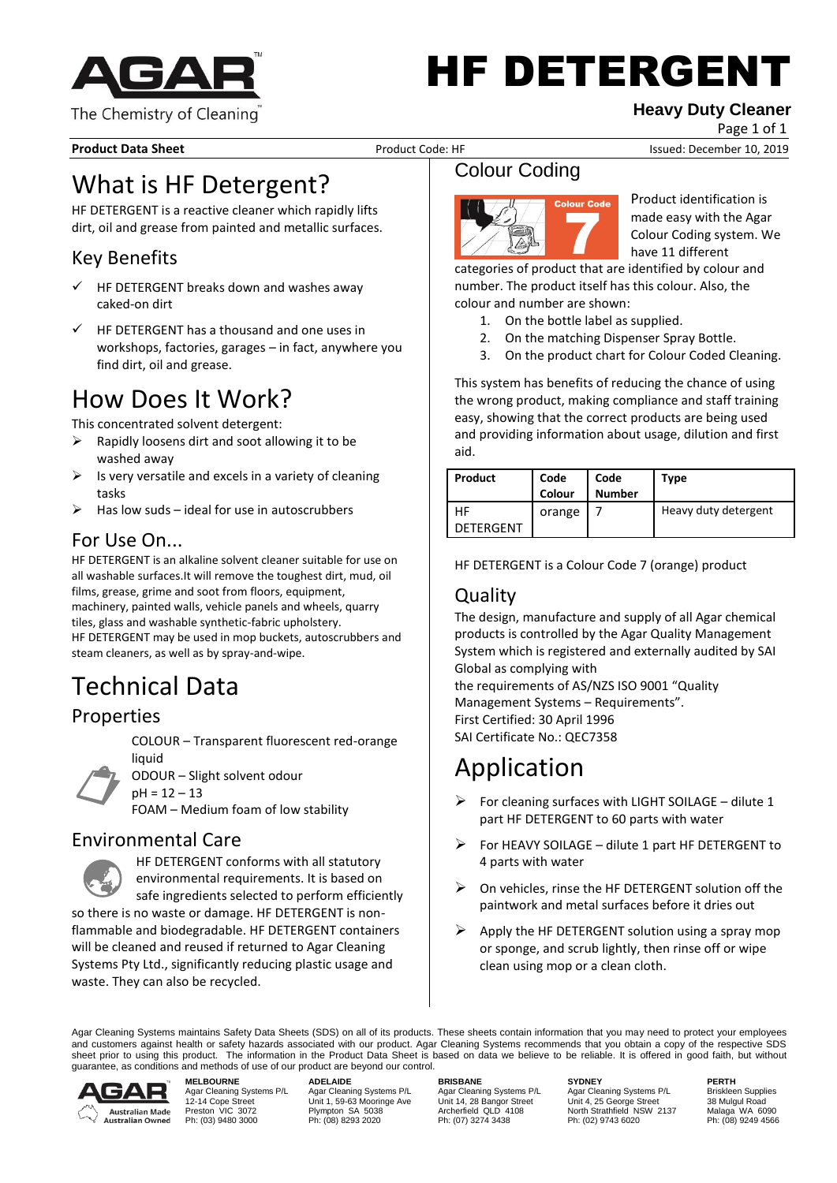# HF DETERGENT

**Heavy Duty Cleaner**

**Product Data Sheet** Product Code: HF Issued: December 10, 2019

## What is HF Detergent?

HF DETERGENT is a reactive cleaner which rapidly lifts dirt, oil and grease from painted and metallic surfaces.

### Key Benefits

- ✓ HF DETERGENT breaks down and washes away caked-on dirt
- ✓ HF DETERGENT has a thousand and one uses in workshops, factories, garages – in fact, anywhere you find dirt, oil and grease.

## How Does It Work?

This concentrated solvent detergent:

- Rapidly loosens dirt and soot allowing it to be washed away
- Is very versatile and excels in a variety of cleaning tasks
- Has low suds – ideal for use in autoscrubbers

### For Use On...

HF DETERGENT is an alkaline solvent cleaner suitable for use on all washable surfaces.It will remove the toughest dirt, mud, oil films, grease, grime and soot from floors, equipment, machinery, painted walls, vehicle panels and wheels, quarry tiles, glass and washable synthetic-fabric upholstery.
HF DETERGENT may be used in mop buckets, autoscrubbers and steam cleaners, as well as by spray-and-wipe.

## Technical Data

### Properties

COLOUR – Transparent fluorescent red-orange liquid
ODOUR – Slight solvent odour
pH = 12 – 13
FOAM – Medium foam of low stability

### Environmental Care

HF DETERGENT conforms with all statutory environmental requirements. It is based on safe ingredients selected to perform efficiently so there is no waste or damage. HF DETERGENT is non-flammable and biodegradable. HF DETERGENT containers will be cleaned and reused if returned to Agar Cleaning Systems Pty Ltd., significantly reducing plastic usage and waste. They can also be recycled.

## Colour Coding

Colour Code 7

Product identification is made easy with the Agar Colour Coding system. We have 11 different categories of product that are identified by colour and number. The product itself has this colour. Also, the colour and number are shown:

1. On the bottle label as supplied.
2. On the matching Dispenser Spray Bottle.
3. On the product chart for Colour Coded Cleaning.

This system has benefits of reducing the chance of using the wrong product, making compliance and staff training easy, showing that the correct products are being used and providing information about usage, dilution and first aid.

| Product | Code Colour | Code Number | Type |
|---|---|---|---|
| HF DETERGENT | orange | 7 | Heavy duty detergent |

HF DETERGENT is a Colour Code 7 (orange) product

### Quality

The design, manufacture and supply of all Agar chemical products is controlled by the Agar Quality Management System which is registered and externally audited by SAI Global as complying with
the requirements of AS/NZS ISO 9001 "Quality Management Systems – Requirements".
First Certified: 30 April 1996
SAI Certificate No.: QEC7358

## Application

- For cleaning surfaces with LIGHT SOILAGE – dilute 1 part HF DETERGENT to 60 parts with water
- For HEAVY SOILAGE – dilute 1 part HF DETERGENT to 4 parts with water
- On vehicles, rinse the HF DETERGENT solution off the paintwork and metal surfaces before it dries out
- Apply the HF DETERGENT solution using a spray mop or sponge, and scrub lightly, then rinse off or wipe clean using mop or a clean cloth.

Agar Cleaning Systems maintains Safety Data Sheets (SDS) on all of its products. These sheets contain information that you may need to protect your employees and customers against health or safety hazards associated with our product. Agar Cleaning Systems recommends that you obtain a copy of the respective SDS sheet prior to using this product. The information in the Product Data Sheet is based on data we believe to be reliable. It is offered in good faith, but without guarantee, as conditions and methods of use of our product are beyond our control.

Australian Made Australian Owned

**MELBOURNE**
Agar Cleaning Systems P/L
12-14 Cope Street
Preston VIC 3072
Ph: (03) 9480 3000

**ADELAIDE**
Agar Cleaning Systems P/L
Unit 1, 59-63 Mooringe Ave
Plympton SA 5038
Ph: (08) 8293 2020

**BRISBANE**
Agar Cleaning Systems P/L
Unit 14, 28 Bangor Street
Archerfield QLD 4108
Ph: (07) 3274 3438

**SYDNEY**
Agar Cleaning Systems P/L
Unit 4, 25 George Street
North Strathfield NSW 2137
Ph: (02) 9743 6020

**PERTH**
Briskleen Supplies
38 Mulgul Road
Malaga WA 6090
Ph: (08) 9249 4566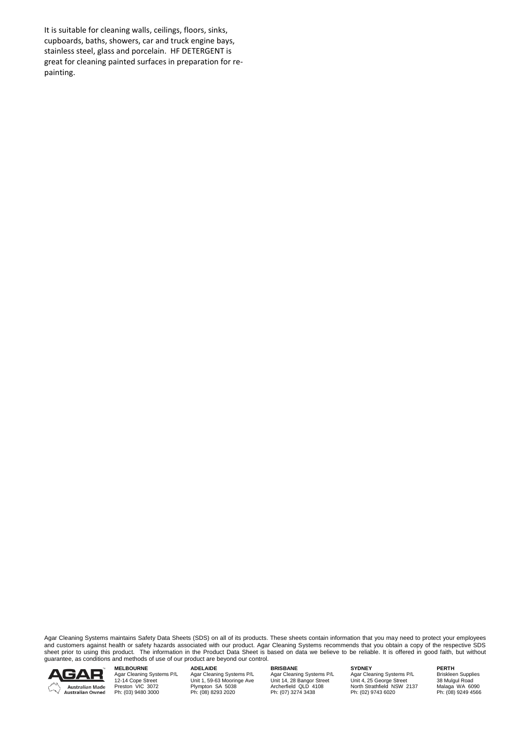It is suitable for cleaning walls, ceilings, floors, sinks, cupboards, baths, showers, car and truck engine bays, stainless steel, glass and porcelain. HF DETERGENT is great for cleaning painted surfaces in preparation for re-painting.

Agar Cleaning Systems maintains Safety Data Sheets (SDS) on all of its products. These sheets contain information that you may need to protect your employees and customers against health or safety hazards associated with our product. Agar Cleaning Systems recommends that you obtain a copy of the respective SDS sheet prior to using this product. The information in the Product Data Sheet is based on data we believe to be reliable. It is offered in good faith, but without guarantee, as conditions and methods of use of our product are beyond our control.

AGAR™
Australian Made
Australian Owned

| **MELBOURNE** | **ADELAIDE** | **BRISBANE** | **SYDNEY** | **PERTH** |
| --- | --- | --- | --- | --- |
| Agar Cleaning Systems P/L | Agar Cleaning Systems P/L | Agar Cleaning Systems P/L | Agar Cleaning Systems P/L | Briskleen Supplies |
| 12-14 Cope Street | Unit 1, 59-63 Mooringe Ave | Unit 14, 28 Bangor Street | Unit 4, 25 George Street | 38 Mulgul Road |
| Preston VIC 3072 | Plympton SA 5038 | Archerfield QLD 4108 | North Strathfield NSW 2137 | Malaga WA 6090 |
| Ph: (03) 9480 3000 | Ph: (08) 8293 2020 | Ph: (07) 3274 3438 | Ph: (02) 9743 6020 | Ph: (08) 9249 4566 |